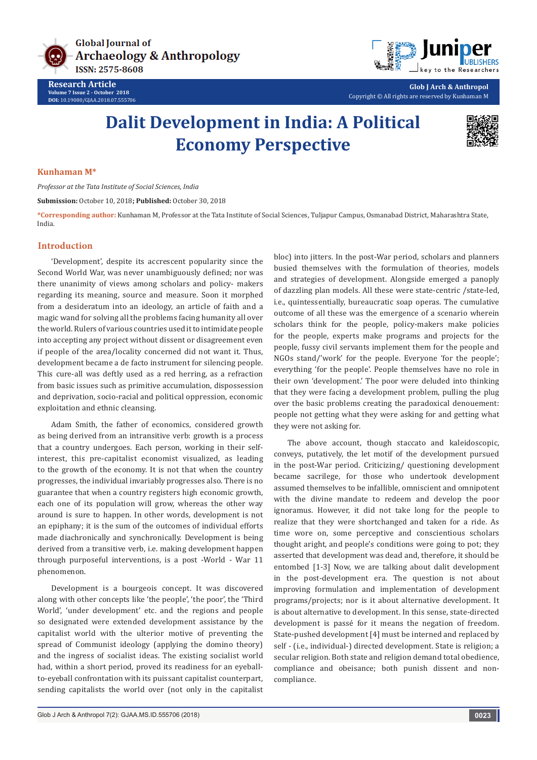# Dalit Development in India: A Political Economy Perspective

**Kunhaman M***

*Professor at the Tata Institute of Social Sciences, India*

**Submission:** October 10, 2018; **Published:** October 30, 2018

***Corresponding author:** Kunhaman M, Professor at the Tata Institute of Social Sciences, Tuljapur Campus, Osmanabad District, Maharashtra State, India.

## Introduction

'Development', despite its accrescent popularity since the Second World War, was never unambiguously defined; nor was there unanimity of views among scholars and policy- makers regarding its meaning, source and measure. Soon it morphed from a desideratum into an ideology, an article of faith and a magic wand for solving all the problems facing humanity all over the world. Rulers of various countries used it to intimidate people into accepting any project without dissent or disagreement even if people of the area/locality concerned did not want it. Thus, development became a de facto instrument for silencing people. This cure-all was deftly used as a red herring, as a refraction from basic issues such as primitive accumulation, dispossession and deprivation, socio-racial and political oppression, economic exploitation and ethnic cleansing.

Adam Smith, the father of economics, considered growth as being derived from an intransitive verb: growth is a process that a country undergoes. Each person, working in their self-interest, this pre-capitalist economist visualized, as leading to the growth of the economy. It is not that when the country progresses, the individual invariably progresses also. There is no guarantee that when a country registers high economic growth, each one of its population will grow, whereas the other way around is sure to happen. In other words, development is not an epiphany; it is the sum of the outcomes of individual efforts made diachronically and synchronically. Development is being derived from a transitive verb, i.e. making development happen through purposeful interventions, is a post -World - War 11 phenomenon.

Development is a bourgeois concept. It was discovered along with other concepts like 'the people', 'the poor', the 'Third World', 'under development' etc. and the regions and people so designated were extended development assistance by the capitalist world with the ulterior motive of preventing the spread of Communist ideology (applying the domino theory) and the ingress of socialist ideas. The existing socialist world had, within a short period, proved its readiness for an eyeball-to-eyeball confrontation with its puissant capitalist counterpart, sending capitalists the world over (not only in the capitalist bloc) into jitters. In the post-War period, scholars and planners busied themselves with the formulation of theories, models and strategies of development. Alongside emerged a panoply of dazzling plan models. All these were state-centric /state-led, i.e., quintessentially, bureaucratic soap operas. The cumulative outcome of all these was the emergence of a scenario wherein scholars think for the people, policy-makers make policies for the people, experts make programs and projects for the people, fussy civil servants implement them for the people and NGOs stand/'work' for the people. Everyone 'for the people'; everything 'for the people'. People themselves have no role in their own 'development.' The poor were deluded into thinking that they were facing a development problem, pulling the plug over the basic problems creating the paradoxical denouement: people not getting what they were asking for and getting what they were not asking for.

The above account, though staccato and kaleidoscopic, conveys, putatively, the let motif of the development pursued in the post-War period. Criticizing/ questioning development became sacrilege, for those who undertook development assumed themselves to be infallible, omniscient and omnipotent with the divine mandate to redeem and develop the poor ignoramus. However, it did not take long for the people to realize that they were shortchanged and taken for a ride. As time wore on, some perceptive and conscientious scholars thought aright, and people's conditions were going to pot; they asserted that development was dead and, therefore, it should be entombed [1-3] Now, we are talking about dalit development in the post-development era. The question is not about improving formulation and implementation of development programs/projects; nor is it about alternative development. It is about alternative to development. In this sense, state-directed development is passé for it means the negation of freedom. State-pushed development [4] must be interned and replaced by self - (i.e., individual-) directed development. State is religion; a secular religion. Both state and religion demand total obedience, compliance and obeisance; both punish dissent and non-compliance.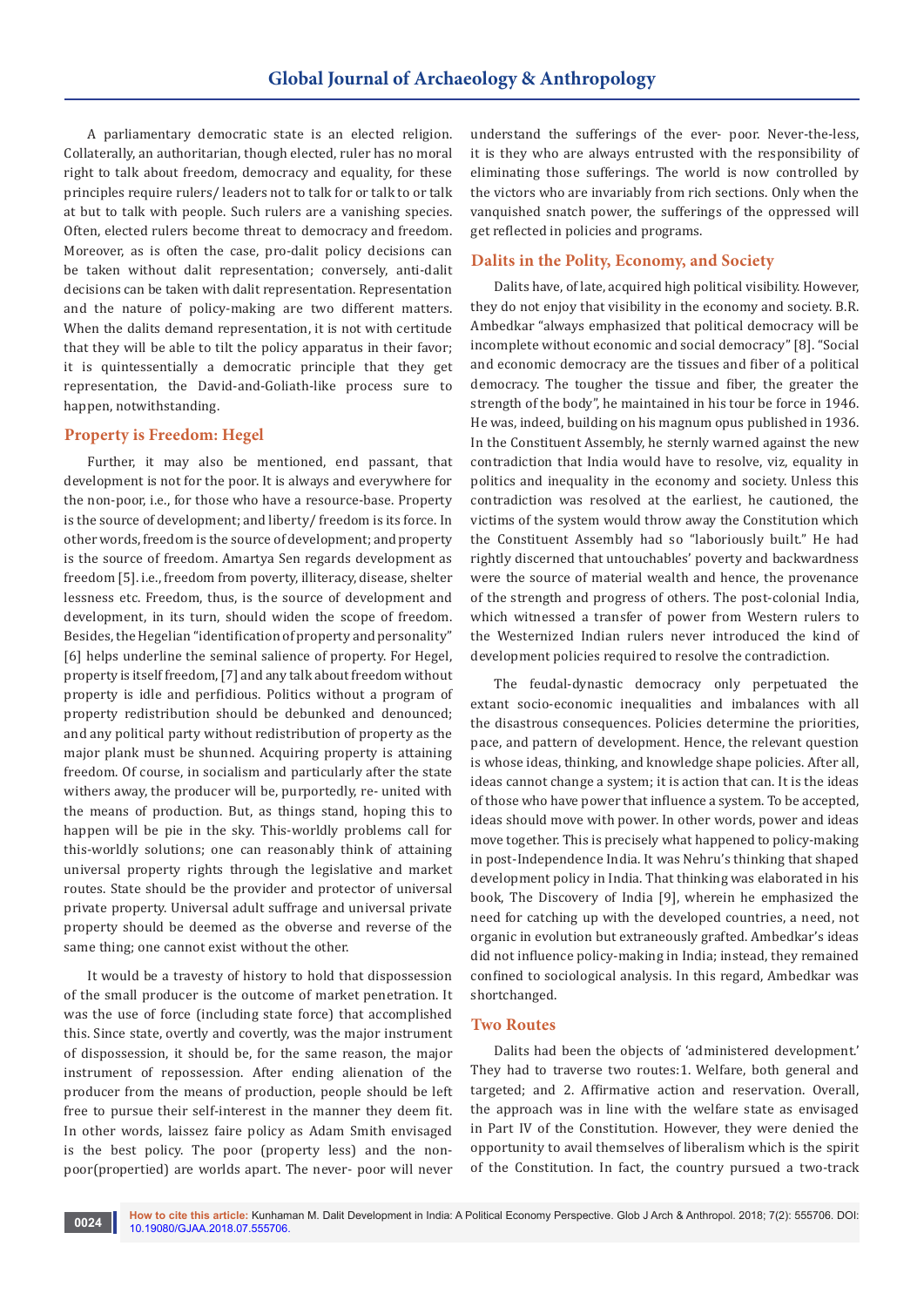A parliamentary democratic state is an elected religion. Collaterally, an authoritarian, though elected, ruler has no moral right to talk about freedom, democracy and equality, for these principles require rulers/ leaders not to talk for or talk to or talk at but to talk with people. Such rulers are a vanishing species. Often, elected rulers become threat to democracy and freedom. Moreover, as is often the case, pro-dalit policy decisions can be taken without dalit representation; conversely, anti-dalit decisions can be taken with dalit representation. Representation and the nature of policy-making are two different matters. When the dalits demand representation, it is not with certitude that they will be able to tilt the policy apparatus in their favor; it is quintessentially a democratic principle that they get representation, the David-and-Goliath-like process sure to happen, notwithstanding.

## Property is Freedom: Hegel

Further, it may also be mentioned, end passant, that development is not for the poor. It is always and everywhere for the non-poor, i.e., for those who have a resource-base. Property is the source of development; and liberty/ freedom is its force. In other words, freedom is the source of development; and property is the source of freedom. Amartya Sen regards development as freedom [5]. i.e., freedom from poverty, illiteracy, disease, shelter lessness etc. Freedom, thus, is the source of development and development, in its turn, should widen the scope of freedom. Besides, the Hegelian "identification of property and personality" [6] helps underline the seminal salience of property. For Hegel, property is itself freedom, [7] and any talk about freedom without property is idle and perfidious. Politics without a program of property redistribution should be debunked and denounced; and any political party without redistribution of property as the major plank must be shunned. Acquiring property is attaining freedom. Of course, in socialism and particularly after the state withers away, the producer will be, purportedly, re- united with the means of production. But, as things stand, hoping this to happen will be pie in the sky. This-worldly problems call for this-worldly solutions; one can reasonably think of attaining universal property rights through the legislative and market routes. State should be the provider and protector of universal private property. Universal adult suffrage and universal private property should be deemed as the obverse and reverse of the same thing; one cannot exist without the other.

It would be a travesty of history to hold that dispossession of the small producer is the outcome of market penetration. It was the use of force (including state force) that accomplished this. Since state, overtly and covertly, was the major instrument of dispossession, it should be, for the same reason, the major instrument of repossession. After ending alienation of the producer from the means of production, people should be left free to pursue their self-interest in the manner they deem fit. In other words, laissez faire policy as Adam Smith envisaged is the best policy. The poor (property less) and the non-poor(propertied) are worlds apart. The never- poor will never understand the sufferings of the ever- poor. Never-the-less, it is they who are always entrusted with the responsibility of eliminating those sufferings. The world is now controlled by the victors who are invariably from rich sections. Only when the vanquished snatch power, the sufferings of the oppressed will get reflected in policies and programs.

## Dalits in the Polity, Economy, and Society

Dalits have, of late, acquired high political visibility. However, they do not enjoy that visibility in the economy and society. B.R. Ambedkar "always emphasized that political democracy will be incomplete without economic and social democracy" [8]. "Social and economic democracy are the tissues and fiber of a political democracy. The tougher the tissue and fiber, the greater the strength of the body", he maintained in his tour be force in 1946. He was, indeed, building on his magnum opus published in 1936. In the Constituent Assembly, he sternly warned against the new contradiction that India would have to resolve, viz, equality in politics and inequality in the economy and society. Unless this contradiction was resolved at the earliest, he cautioned, the victims of the system would throw away the Constitution which the Constituent Assembly had so "laboriously built." He had rightly discerned that untouchables' poverty and backwardness were the source of material wealth and hence, the provenance of the strength and progress of others. The post-colonial India, which witnessed a transfer of power from Western rulers to the Westernized Indian rulers never introduced the kind of development policies required to resolve the contradiction.

The feudal-dynastic democracy only perpetuated the extant socio-economic inequalities and imbalances with all the disastrous consequences. Policies determine the priorities, pace, and pattern of development. Hence, the relevant question is whose ideas, thinking, and knowledge shape policies. After all, ideas cannot change a system; it is action that can. It is the ideas of those who have power that influence a system. To be accepted, ideas should move with power. In other words, power and ideas move together. This is precisely what happened to policy-making in post-Independence India. It was Nehru's thinking that shaped development policy in India. That thinking was elaborated in his book, The Discovery of India [9], wherein he emphasized the need for catching up with the developed countries, a need, not organic in evolution but extraneously grafted. Ambedkar's ideas did not influence policy-making in India; instead, they remained confined to sociological analysis. In this regard, Ambedkar was shortchanged.

## Two Routes

Dalits had been the objects of 'administered development.' They had to traverse two routes:1. Welfare, both general and targeted; and 2. Affirmative action and reservation. Overall, the approach was in line with the welfare state as envisaged in Part IV of the Constitution. However, they were denied the opportunity to avail themselves of liberalism which is the spirit of the Constitution. In fact, the country pursued a two-track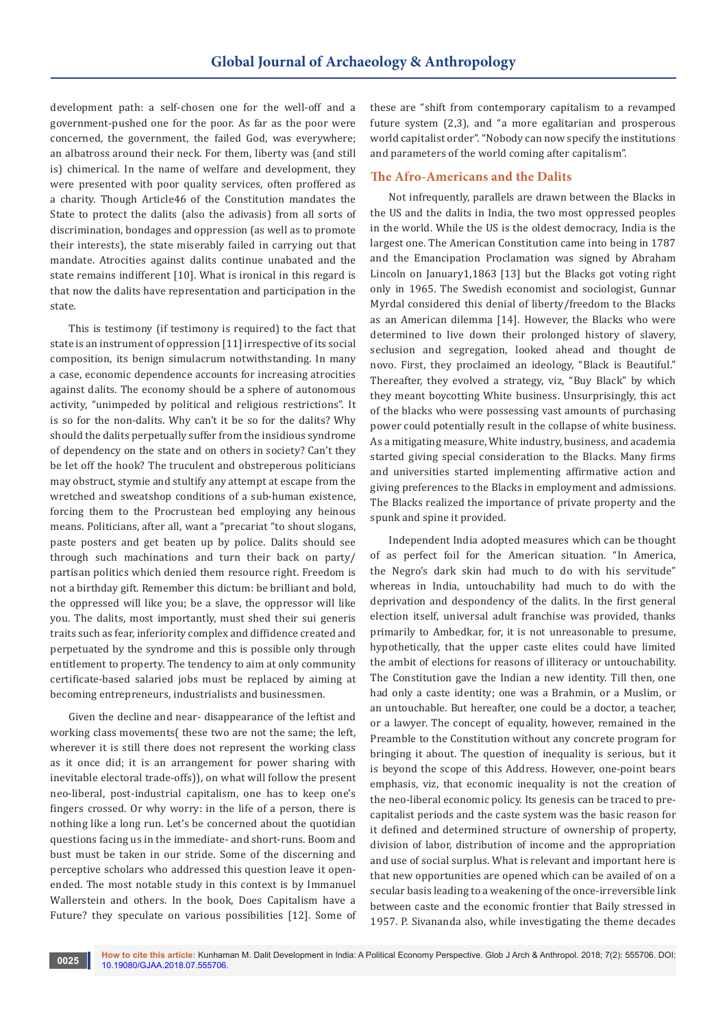development path: a self-chosen one for the well-off and a government-pushed one for the poor. As far as the poor were concerned, the government, the failed God, was everywhere; an albatross around their neck. For them, liberty was (and still is) chimerical. In the name of welfare and development, they were presented with poor quality services, often proffered as a charity. Though Article46 of the Constitution mandates the State to protect the dalits (also the adivasis) from all sorts of discrimination, bondages and oppression (as well as to promote their interests), the state miserably failed in carrying out that mandate. Atrocities against dalits continue unabated and the state remains indifferent [10]. What is ironical in this regard is that now the dalits have representation and participation in the state.

This is testimony (if testimony is required) to the fact that state is an instrument of oppression [11] irrespective of its social composition, its benign simulacrum notwithstanding. In many a case, economic dependence accounts for increasing atrocities against dalits. The economy should be a sphere of autonomous activity, "unimpeded by political and religious restrictions". It is so for the non-dalits. Why can't it be so for the dalits? Why should the dalits perpetually suffer from the insidious syndrome of dependency on the state and on others in society? Can't they be let off the hook? The truculent and obstreperous politicians may obstruct, stymie and stultify any attempt at escape from the wretched and sweatshop conditions of a sub-human existence, forcing them to the Procrustean bed employing any heinous means. Politicians, after all, want a "precariat "to shout slogans, paste posters and get beaten up by police. Dalits should see through such machinations and turn their back on party/ partisan politics which denied them resource right. Freedom is not a birthday gift. Remember this dictum: be brilliant and bold, the oppressed will like you; be a slave, the oppressor will like you. The dalits, most importantly, must shed their sui generis traits such as fear, inferiority complex and diffidence created and perpetuated by the syndrome and this is possible only through entitlement to property. The tendency to aim at only community certificate-based salaried jobs must be replaced by aiming at becoming entrepreneurs, industrialists and businessmen.

Given the decline and near- disappearance of the leftist and working class movements( these two are not the same; the left, wherever it is still there does not represent the working class as it once did; it is an arrangement for power sharing with inevitable electoral trade-offs)), on what will follow the present neo-liberal, post-industrial capitalism, one has to keep one's fingers crossed. Or why worry: in the life of a person, there is nothing like a long run. Let's be concerned about the quotidian questions facing us in the immediate- and short-runs. Boom and bust must be taken in our stride. Some of the discerning and perceptive scholars who addressed this question leave it open-ended. The most notable study in this context is by Immanuel Wallerstein and others. In the book, Does Capitalism have a Future? they speculate on various possibilities [12]. Some of these are "shift from contemporary capitalism to a revamped future system (2,3), and "a more egalitarian and prosperous world capitalist order". "Nobody can now specify the institutions and parameters of the world coming after capitalism".

## The Afro-Americans and the Dalits

Not infrequently, parallels are drawn between the Blacks in the US and the dalits in India, the two most oppressed peoples in the world. While the US is the oldest democracy, India is the largest one. The American Constitution came into being in 1787 and the Emancipation Proclamation was signed by Abraham Lincoln on January1,1863 [13] but the Blacks got voting right only in 1965. The Swedish economist and sociologist, Gunnar Myrdal considered this denial of liberty/freedom to the Blacks as an American dilemma [14]. However, the Blacks who were determined to live down their prolonged history of slavery, seclusion and segregation, looked ahead and thought de novo. First, they proclaimed an ideology, "Black is Beautiful." Thereafter, they evolved a strategy, viz, "Buy Black" by which they meant boycotting White business. Unsurprisingly, this act of the blacks who were possessing vast amounts of purchasing power could potentially result in the collapse of white business. As a mitigating measure, White industry, business, and academia started giving special consideration to the Blacks. Many firms and universities started implementing affirmative action and giving preferences to the Blacks in employment and admissions. The Blacks realized the importance of private property and the spunk and spine it provided.

Independent India adopted measures which can be thought of as perfect foil for the American situation. "In America, the Negro's dark skin had much to do with his servitude" whereas in India, untouchability had much to do with the deprivation and despondency of the dalits. In the first general election itself, universal adult franchise was provided, thanks primarily to Ambedkar, for, it is not unreasonable to presume, hypothetically, that the upper caste elites could have limited the ambit of elections for reasons of illiteracy or untouchability. The Constitution gave the Indian a new identity. Till then, one had only a caste identity; one was a Brahmin, or a Muslim, or an untouchable. But hereafter, one could be a doctor, a teacher, or a lawyer. The concept of equality, however, remained in the Preamble to the Constitution without any concrete program for bringing it about. The question of inequality is serious, but it is beyond the scope of this Address. However, one-point bears emphasis, viz, that economic inequality is not the creation of the neo-liberal economic policy. Its genesis can be traced to pre-capitalist periods and the caste system was the basic reason for it defined and determined structure of ownership of property, division of labor, distribution of income and the appropriation and use of social surplus. What is relevant and important here is that new opportunities are opened which can be availed of on a secular basis leading to a weakening of the once-irreversible link between caste and the economic frontier that Baily stressed in 1957. P. Sivananda also, while investigating the theme decades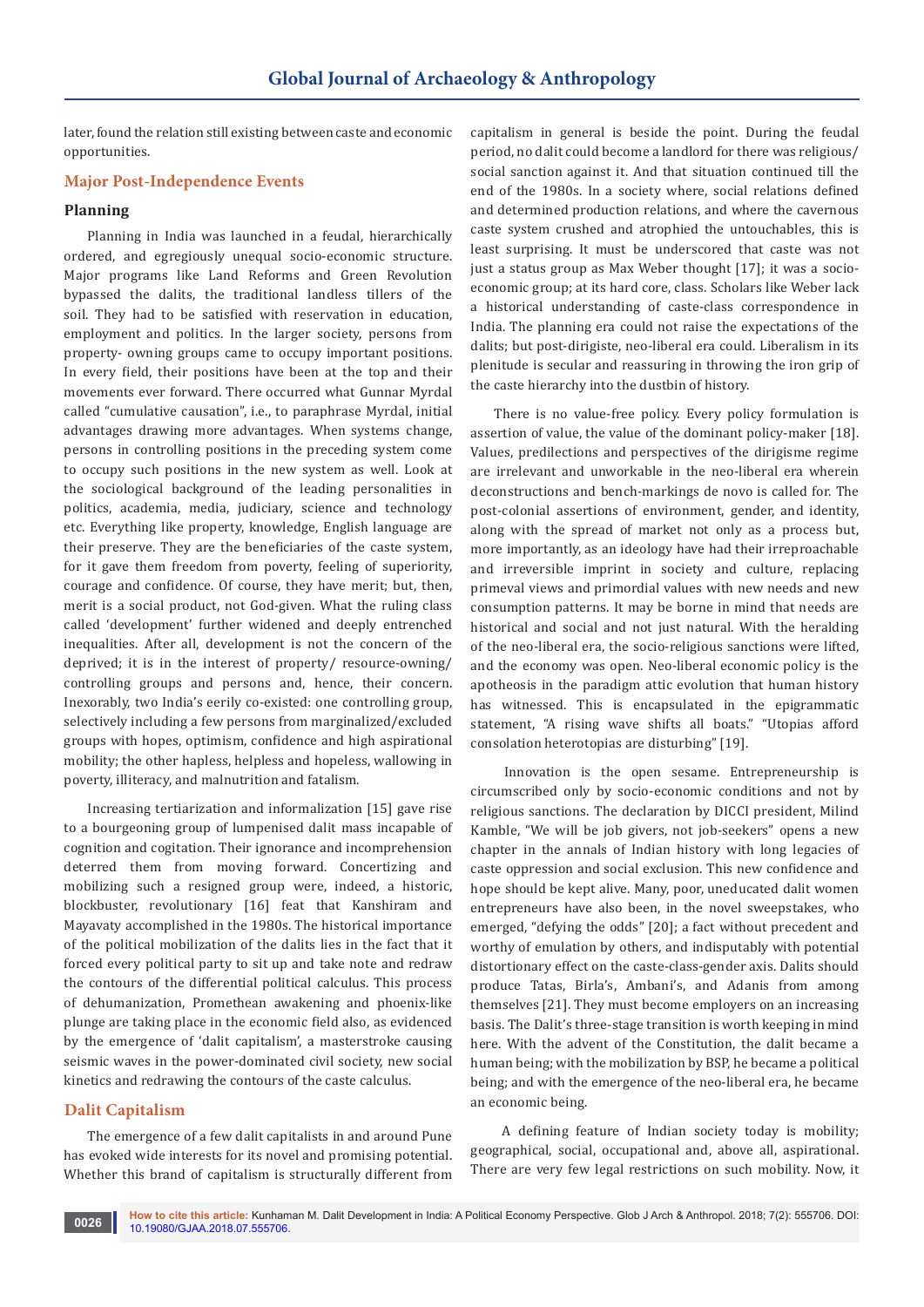later, found the relation still existing between caste and economic opportunities.

## Major Post-Independence Events

### Planning

Planning in India was launched in a feudal, hierarchically ordered, and egregiously unequal socio-economic structure. Major programs like Land Reforms and Green Revolution bypassed the dalits, the traditional landless tillers of the soil. They had to be satisfied with reservation in education, employment and politics. In the larger society, persons from property- owning groups came to occupy important positions. In every field, their positions have been at the top and their movements ever forward. There occurred what Gunnar Myrdal called "cumulative causation", i.e., to paraphrase Myrdal, initial advantages drawing more advantages. When systems change, persons in controlling positions in the preceding system come to occupy such positions in the new system as well. Look at the sociological background of the leading personalities in politics, academia, media, judiciary, science and technology etc. Everything like property, knowledge, English language are their preserve. They are the beneficiaries of the caste system, for it gave them freedom from poverty, feeling of superiority, courage and confidence. Of course, they have merit; but, then, merit is a social product, not God-given. What the ruling class called 'development' further widened and deeply entrenched inequalities. After all, development is not the concern of the deprived; it is in the interest of property/ resource-owning/ controlling groups and persons and, hence, their concern. Inexorably, two India's eerily co-existed: one controlling group, selectively including a few persons from marginalized/excluded groups with hopes, optimism, confidence and high aspirational mobility; the other hapless, helpless and hopeless, wallowing in poverty, illiteracy, and malnutrition and fatalism.

Increasing tertiarization and informalization [15] gave rise to a bourgeoning group of lumpenised dalit mass incapable of cognition and cogitation. Their ignorance and incomprehension deterred them from moving forward. Concertizing and mobilizing such a resigned group were, indeed, a historic, blockbuster, revolutionary [16] feat that Kanshiram and Mayavaty accomplished in the 1980s. The historical importance of the political mobilization of the dalits lies in the fact that it forced every political party to sit up and take note and redraw the contours of the differential political calculus. This process of dehumanization, Promethean awakening and phoenix-like plunge are taking place in the economic field also, as evidenced by the emergence of 'dalit capitalism', a masterstroke causing seismic waves in the power-dominated civil society, new social kinetics and redrawing the contours of the caste calculus.

## Dalit Capitalism

The emergence of a few dalit capitalists in and around Pune has evoked wide interests for its novel and promising potential. Whether this brand of capitalism is structurally different from capitalism in general is beside the point. During the feudal period, no dalit could become a landlord for there was religious/ social sanction against it. And that situation continued till the end of the 1980s. In a society where, social relations defined and determined production relations, and where the cavernous caste system crushed and atrophied the untouchables, this is least surprising. It must be underscored that caste was not just a status group as Max Weber thought [17]; it was a socio-economic group; at its hard core, class. Scholars like Weber lack a historical understanding of caste-class correspondence in India. The planning era could not raise the expectations of the dalits; but post-dirigiste, neo-liberal era could. Liberalism in its plenitude is secular and reassuring in throwing the iron grip of the caste hierarchy into the dustbin of history.

There is no value-free policy. Every policy formulation is assertion of value, the value of the dominant policy-maker [18]. Values, predilections and perspectives of the dirigisme regime are irrelevant and unworkable in the neo-liberal era wherein deconstructions and bench-markings de novo is called for. The post-colonial assertions of environment, gender, and identity, along with the spread of market not only as a process but, more importantly, as an ideology have had their irreproachable and irreversible imprint in society and culture, replacing primeval views and primordial values with new needs and new consumption patterns. It may be borne in mind that needs are historical and social and not just natural. With the heralding of the neo-liberal era, the socio-religious sanctions were lifted, and the economy was open. Neo-liberal economic policy is the apotheosis in the paradigm attic evolution that human history has witnessed. This is encapsulated in the epigrammatic statement, "A rising wave shifts all boats." "Utopias afford consolation heterotopias are disturbing" [19].

Innovation is the open sesame. Entrepreneurship is circumscribed only by socio-economic conditions and not by religious sanctions. The declaration by DICCI president, Milind Kamble, "We will be job givers, not job-seekers" opens a new chapter in the annals of Indian history with long legacies of caste oppression and social exclusion. This new confidence and hope should be kept alive. Many, poor, uneducated dalit women entrepreneurs have also been, in the novel sweepstakes, who emerged, "defying the odds" [20]; a fact without precedent and worthy of emulation by others, and indisputably with potential distortionary effect on the caste-class-gender axis. Dalits should produce Tatas, Birla's, Ambani's, and Adanis from among themselves [21]. They must become employers on an increasing basis. The Dalit's three-stage transition is worth keeping in mind here. With the advent of the Constitution, the dalit became a human being; with the mobilization by BSP, he became a political being; and with the emergence of the neo-liberal era, he became an economic being.

A defining feature of Indian society today is mobility; geographical, social, occupational and, above all, aspirational. There are very few legal restrictions on such mobility. Now, it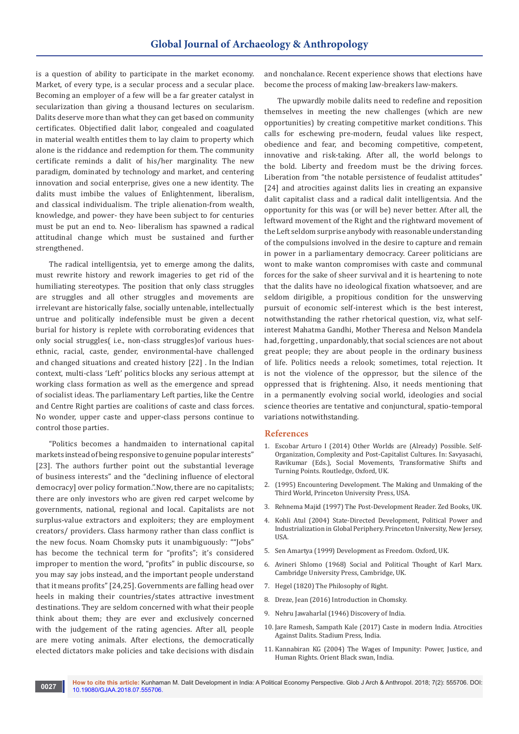is a question of ability to participate in the market economy. Market, of every type, is a secular process and a secular place. Becoming an employer of a few will be a far greater catalyst in secularization than giving a thousand lectures on secularism. Dalits deserve more than what they can get based on community certificates. Objectified dalit labor, congealed and coagulated in material wealth entitles them to lay claim to property which alone is the riddance and redemption for them. The community certificate reminds a dalit of his/her marginality. The new paradigm, dominated by technology and market, and centering innovation and social enterprise, gives one a new identity. The dalits must imbibe the values of Enlightenment, liberalism, and classical individualism. The triple alienation-from wealth, knowledge, and power- they have been subject to for centuries must be put an end to. Neo- liberalism has spawned a radical attitudinal change which must be sustained and further strengthened.

The radical intelligentsia, yet to emerge among the dalits, must rewrite history and rework imageries to get rid of the humiliating stereotypes. The position that only class struggles are struggles and all other struggles and movements are irrelevant are historically false, socially untenable, intellectually untrue and politically indefensible must be given a decent burial for history is replete with corroborating evidences that only social struggles( i.e., non-class struggles)of various hues-ethnic, racial, caste, gender, environmental-have challenged and changed situations and created history [22] . In the Indian context, multi-class 'Left' politics blocks any serious attempt at working class formation as well as the emergence and spread of socialist ideas. The parliamentary Left parties, like the Centre and Centre Right parties are coalitions of caste and class forces. No wonder, upper caste and upper-class persons continue to control those parties.

"Politics becomes a handmaiden to international capital markets instead of being responsive to genuine popular interests" [23]. The authors further point out the substantial leverage of business interests" and the "declining influence of electoral democracy] over policy formation.".Now, there are no capitalists; there are only investors who are given red carpet welcome by governments, national, regional and local. Capitalists are not surplus-value extractors and exploiters; they are employment creators/ providers. Class harmony rather than class conflict is the new focus. Noam Chomsky puts it unambiguously: ""Jobs" has become the technical term for "profits"; it's considered improper to mention the word, "profits" in public discourse, so you may say jobs instead, and the important people understand that it means profits" [24,25]. Governments are falling head over heels in making their countries/states attractive investment destinations. They are seldom concerned with what their people think about them; they are ever and exclusively concerned with the judgement of the rating agencies. After all, people are mere voting animals. After elections, the democratically elected dictators make policies and take decisions with disdain and nonchalance. Recent experience shows that elections have become the process of making law-breakers law-makers.

The upwardly mobile dalits need to redefine and reposition themselves in meeting the new challenges (which are new opportunities) by creating competitive market conditions. This calls for eschewing pre-modern, feudal values like respect, obedience and fear, and becoming competitive, competent, innovative and risk-taking. After all, the world belongs to the bold. Liberty and freedom must be the driving forces. Liberation from "the notable persistence of feudalist attitudes" [24] and atrocities against dalits lies in creating an expansive dalit capitalist class and a radical dalit intelligentsia. And the opportunity for this was (or will be) never better. After all, the leftward movement of the Right and the rightward movement of the Left seldom surprise anybody with reasonable understanding of the compulsions involved in the desire to capture and remain in power in a parliamentary democracy. Career politicians are wont to make wanton compromises with caste and communal forces for the sake of sheer survival and it is heartening to note that the dalits have no ideological fixation whatsoever, and are seldom dirigible, a propitious condition for the unswerving pursuit of economic self-interest which is the best interest, notwithstanding the rather rhetorical question, viz, what self-interest Mahatma Gandhi, Mother Theresa and Nelson Mandela had, forgetting , unpardonably, that social sciences are not about great people; they are about people in the ordinary business of life. Politics needs a relook; sometimes, total rejection. It is not the violence of the oppressor, but the silence of the oppressed that is frightening. Also, it needs mentioning that in a permanently evolving social world, ideologies and social science theories are tentative and conjunctural, spatio-temporal variations notwithstanding.

## References

1. Escobar Arturo I (2014) Other Worlds are (Already) Possible. Self-Organization, Complexity and Post-Capitalist Cultures. In: Savyasachi, Ravikumar (Eds.), Social Movements, Transformative Shifts and Turning Points. Routledge, Oxford, UK.
2. (1995) Encountering Development. The Making and Unmaking of the Third World, Princeton University Press, USA.
3. Rehnema Majid (1997) The Post-Development Reader. Zed Books, UK.
4. Kohli Atul (2004) State-Directed Development, Political Power and Industrialization in Global Periphery. Princeton University, New Jersey, USA.
5. Sen Amartya (1999) Development as Freedom. Oxford, UK.
6. Avineri Shlomo (1968) Social and Political Thought of Karl Marx. Cambridge University Press, Cambridge, UK.
7. Hegel (1820) The Philosophy of Right.
8. Dreze, Jean (2016) Introduction in Chomsky.
9. Nehru Jawaharlal (1946) Discovery of India.
10. Jare Ramesh, Sampath Kale (2017) Caste in modern India. Atrocities Against Dalits. Stadium Press, India.
11. Kannabiran KG (2004) The Wages of Impunity: Power, Justice, and Human Rights. Orient Black swan, India.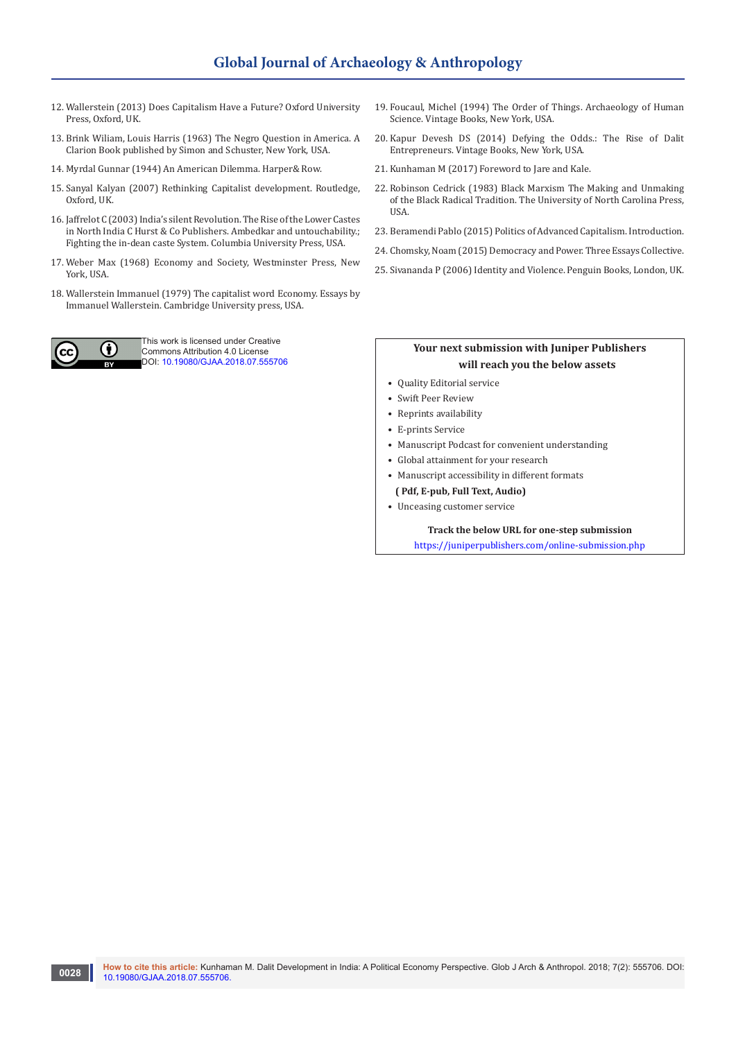12. Wallerstein (2013) Does Capitalism Have a Future? Oxford University Press, Oxford, UK.
13. Brink Wiliam, Louis Harris (1963) The Negro Question in America. A Clarion Book published by Simon and Schuster, New York, USA.
14. Myrdal Gunnar (1944) An American Dilemma. Harper& Row.
15. Sanyal Kalyan (2007) Rethinking Capitalist development. Routledge, Oxford, UK.
16. Jaffrelot C (2003) India's silent Revolution. The Rise of the Lower Castes in North India C Hurst & Co Publishers. Ambedkar and untouchability.; Fighting the in-dean caste System. Columbia University Press, USA.
17. Weber Max (1968) Economy and Society, Westminster Press, New York, USA.
18. Wallerstein Immanuel (1979) The capitalist word Economy. Essays by Immanuel Wallerstein. Cambridge University press, USA.
19. Foucaul, Michel (1994) The Order of Things. Archaeology of Human Science. Vintage Books, New York, USA.
20. Kapur Devesh DS (2014) Defying the Odds.: The Rise of Dalit Entrepreneurs. Vintage Books, New York, USA.
21. Kunhaman M (2017) Foreword to Jare and Kale.
22. Robinson Cedrick (1983) Black Marxism The Making and Unmaking of the Black Radical Tradition. The University of North Carolina Press, USA.
23. Beramendi Pablo (2015) Politics of Advanced Capitalism. Introduction.
24. Chomsky, Noam (2015) Democracy and Power. Three Essays Collective.
25. Sivananda P (2006) Identity and Violence. Penguin Books, London, UK.

This work is licensed under Creative Commons Attribution 4.0 License
DOI: 10.19080/GJAA.2018.07.555706

**Your next submission with Juniper Publishers will reach you the below assets**

- Quality Editorial service
- Swift Peer Review
- Reprints availability
- E-prints Service
- Manuscript Podcast for convenient understanding
- Global attainment for your research
- Manuscript accessibility in different formats

**( Pdf, E-pub, Full Text, Audio)**

- Unceasing customer service

**Track the below URL for one-step submission**

https://juniperpublishers.com/online-submission.php

**How to cite this article:** Kunhaman M. Dalit Development in India: A Political Economy Perspective. Glob J Arch & Anthropol. 2018; 7(2): 555706. DOI: 10.19080/GJAA.2018.07.555706.